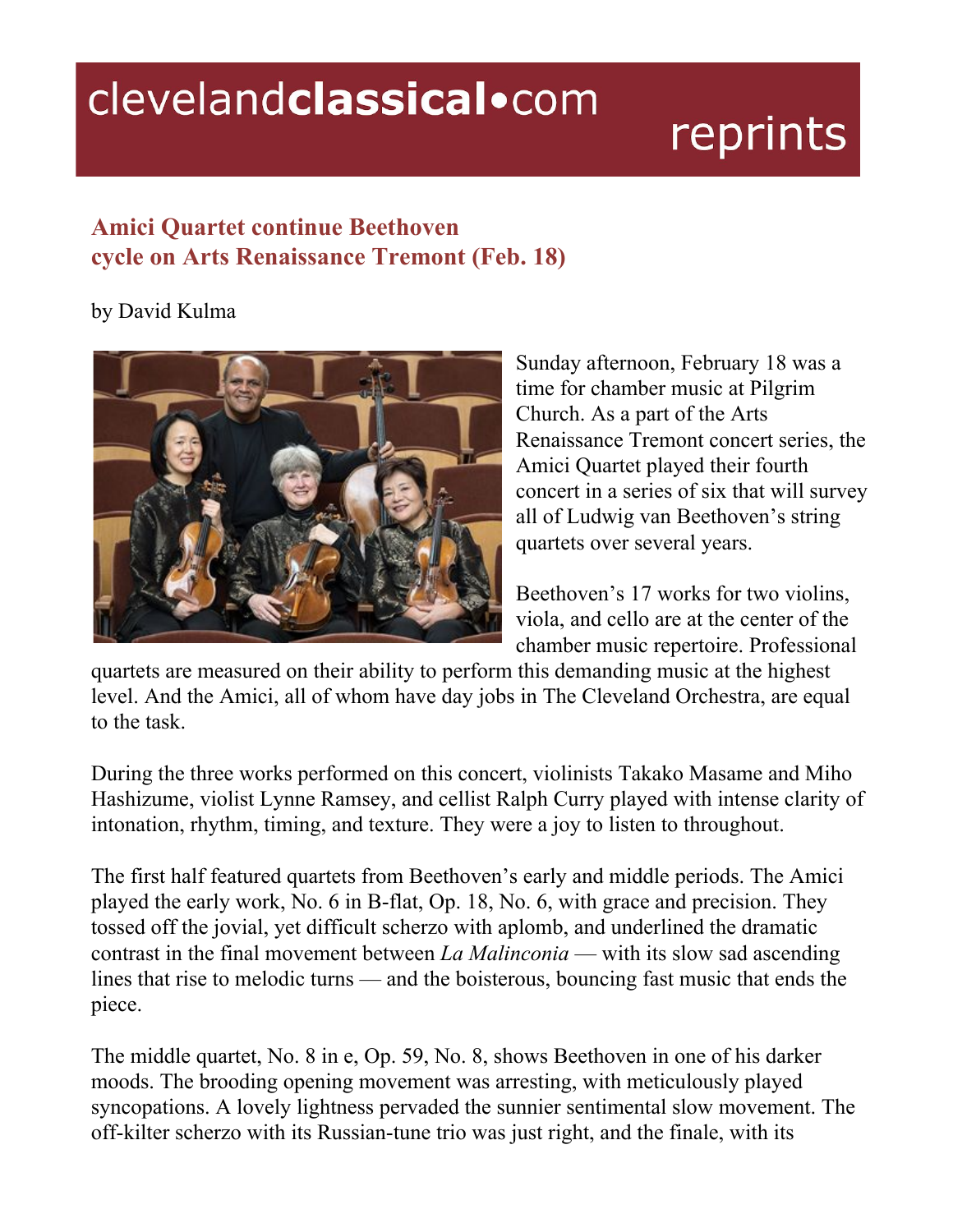# clevelandclassical•com reprints

## Amici Quartet continue Beethoven cycle on Arts Renaissance Tremont (Feb. 18)

by David Kulma

Sunday afternoon, February 18 was a time for chamber music at Pilgrim Church. As a part of the Arts Renaissance Tremont concert series, the Amici Quartet played their fourth concert in a series of six that will survey all of Ludwig van Beethoven's string quartets over several years.

Beethoven's 17 works for two violins, viola, and cello are at the center of the chamber music repertoire. Professional quartets are measured on their ability to perform this demanding music at the highest level. And the Amici, all of whom have day jobs in The Cleveland Orchestra, are equal to the task.

During the three works performed on this concert, violinists Takako Masame and Miho Hashizume, violist Lynne Ramsey, and cellist Ralph Curry played with intense clarity of intonation, rhythm, timing, and texture. They were a joy to listen to throughout.

The first half featured quartets from Beethoven's early and middle periods. The Amici played the early work, No. 6 in B-flat, Op. 18, No. 6, with grace and precision. They tossed off the jovial, yet difficult scherzo with aplomb, and underlined the dramatic contrast in the final movement between *La Malinconia* — with its slow sad ascending lines that rise to melodic turns — and the boisterous, bouncing fast music that ends the piece.

The middle quartet, No. 8 in e, Op. 59, No. 8, shows Beethoven in one of his darker moods. The brooding opening movement was arresting, with meticulously played syncopations. A lovely lightness pervaded the sunnier sentimental slow movement. The off-kilter scherzo with its Russian-tune trio was just right, and the finale, with its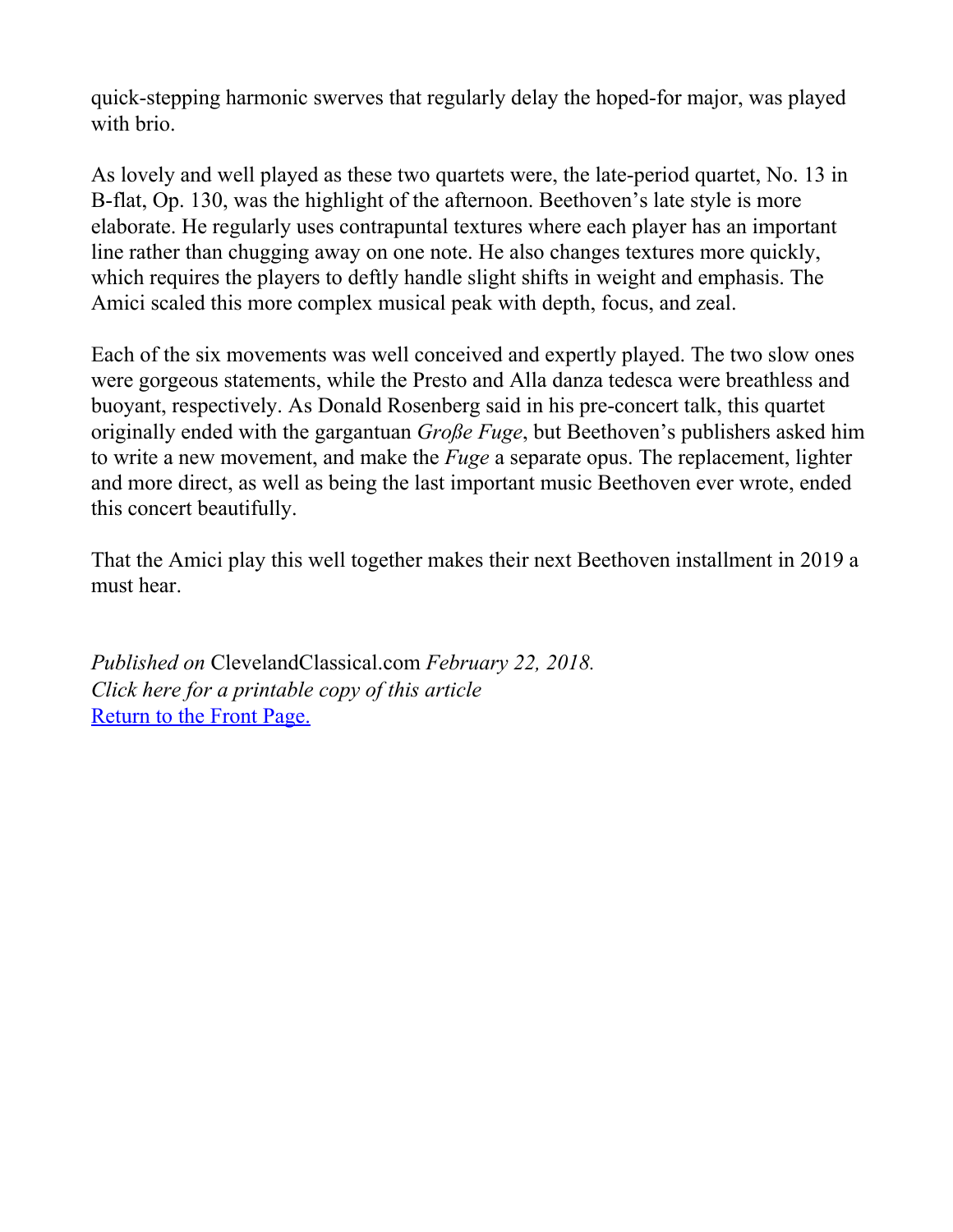quick-stepping harmonic swerves that regularly delay the hoped-for major, was played with brio.

As lovely and well played as these two quartets were, the late-period quartet, No. 13 in B-flat, Op. 130, was the highlight of the afternoon. Beethoven's late style is more elaborate. He regularly uses contrapuntal textures where each player has an important line rather than chugging away on one note. He also changes textures more quickly, which requires the players to deftly handle slight shifts in weight and emphasis. The Amici scaled this more complex musical peak with depth, focus, and zeal.

Each of the six movements was well conceived and expertly played. The two slow ones were gorgeous statements, while the Presto and Alla danza tedesca were breathless and buoyant, respectively. As Donald Rosenberg said in his pre-concert talk, this quartet originally ended with the gargantuan *Große Fuge*, but Beethoven's publishers asked him to write a new movement, and make the *Fuge* a separate opus. The replacement, lighter and more direct, as well as being the last important music Beethoven ever wrote, ended this concert beautifully.

That the Amici play this well together makes their next Beethoven installment in 2019 a must hear.

*Published on* ClevelandClassical.com *February 22, 2018.*
*Click here for a printable copy of this article*
[Return to the Front Page.]